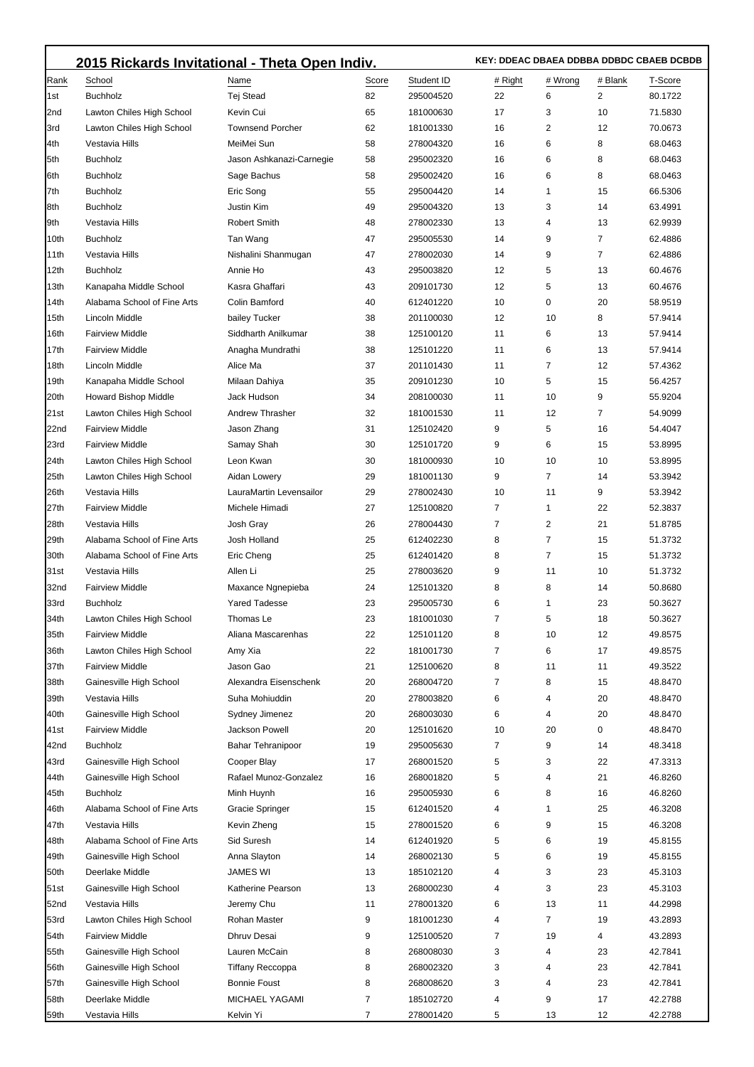## 2015 Rickards Invitational - Theta Open Indiv.

**KEY: DDEAC DBAEA DDBBA DDBDC CBAEB DCBDB**

| Rank | School | Name | Score | Student ID | # Right | # Wrong | # Blank | T-Score |
|---|---|---|---|---|---|---|---|---|
| 1st | Buchholz | Tej Stead | 82 | 295004520 | 22 | 6 | 2 | 80.1722 |
| 2nd | Lawton Chiles High School | Kevin Cui | 65 | 181000630 | 17 | 3 | 10 | 71.5830 |
| 3rd | Lawton Chiles High School | Townsend Porcher | 62 | 181001330 | 16 | 2 | 12 | 70.0673 |
| 4th | Vestavia Hills | MeiMei Sun | 58 | 278004320 | 16 | 6 | 8 | 68.0463 |
| 5th | Buchholz | Jason Ashkanazi-Carnegie | 58 | 295002320 | 16 | 6 | 8 | 68.0463 |
| 6th | Buchholz | Sage Bachus | 58 | 295002420 | 16 | 6 | 8 | 68.0463 |
| 7th | Buchholz | Eric Song | 55 | 295004420 | 14 | 1 | 15 | 66.5306 |
| 8th | Buchholz | Justin Kim | 49 | 295004320 | 13 | 3 | 14 | 63.4991 |
| 9th | Vestavia Hills | Robert Smith | 48 | 278002330 | 13 | 4 | 13 | 62.9939 |
| 10th | Buchholz | Tan Wang | 47 | 295005530 | 14 | 9 | 7 | 62.4886 |
| 11th | Vestavia Hills | Nishalini Shanmugan | 47 | 278002030 | 14 | 9 | 7 | 62.4886 |
| 12th | Buchholz | Annie Ho | 43 | 295003820 | 12 | 5 | 13 | 60.4676 |
| 13th | Kanapaha Middle School | Kasra Ghaffari | 43 | 209101730 | 12 | 5 | 13 | 60.4676 |
| 14th | Alabama School of Fine Arts | Colin Bamford | 40 | 612401220 | 10 | 0 | 20 | 58.9519 |
| 15th | Lincoln Middle | bailey Tucker | 38 | 201100030 | 12 | 10 | 8 | 57.9414 |
| 16th | Fairview Middle | Siddharth Anilkumar | 38 | 125100120 | 11 | 6 | 13 | 57.9414 |
| 17th | Fairview Middle | Anagha Mundrathi | 38 | 125101220 | 11 | 6 | 13 | 57.9414 |
| 18th | Lincoln Middle | Alice Ma | 37 | 201101430 | 11 | 7 | 12 | 57.4362 |
| 19th | Kanapaha Middle School | Milaan Dahiya | 35 | 209101230 | 10 | 5 | 15 | 56.4257 |
| 20th | Howard Bishop Middle | Jack Hudson | 34 | 208100030 | 11 | 10 | 9 | 55.9204 |
| 21st | Lawton Chiles High School | Andrew Thrasher | 32 | 181001530 | 11 | 12 | 7 | 54.9099 |
| 22nd | Fairview Middle | Jason Zhang | 31 | 125102420 | 9 | 5 | 16 | 54.4047 |
| 23rd | Fairview Middle | Samay Shah | 30 | 125101720 | 9 | 6 | 15 | 53.8995 |
| 24th | Lawton Chiles High School | Leon Kwan | 30 | 181000930 | 10 | 10 | 10 | 53.8995 |
| 25th | Lawton Chiles High School | Aidan Lowery | 29 | 181001130 | 9 | 7 | 14 | 53.3942 |
| 26th | Vestavia Hills | LauraMartin Levensailor | 29 | 278002430 | 10 | 11 | 9 | 53.3942 |
| 27th | Fairview Middle | Michele Himadi | 27 | 125100820 | 7 | 1 | 22 | 52.3837 |
| 28th | Vestavia Hills | Josh Gray | 26 | 278004430 | 7 | 2 | 21 | 51.8785 |
| 29th | Alabama School of Fine Arts | Josh Holland | 25 | 612402230 | 8 | 7 | 15 | 51.3732 |
| 30th | Alabama School of Fine Arts | Eric Cheng | 25 | 612401420 | 8 | 7 | 15 | 51.3732 |
| 31st | Vestavia Hills | Allen Li | 25 | 278003620 | 9 | 11 | 10 | 51.3732 |
| 32nd | Fairview Middle | Maxance Ngnepieba | 24 | 125101320 | 8 | 8 | 14 | 50.8680 |
| 33rd | Buchholz | Yared Tadesse | 23 | 295005730 | 6 | 1 | 23 | 50.3627 |
| 34th | Lawton Chiles High School | Thomas Le | 23 | 181001030 | 7 | 5 | 18 | 50.3627 |
| 35th | Fairview Middle | Aliana Mascarenhas | 22 | 125101120 | 8 | 10 | 12 | 49.8575 |
| 36th | Lawton Chiles High School | Amy Xia | 22 | 181001730 | 7 | 6 | 17 | 49.8575 |
| 37th | Fairview Middle | Jason Gao | 21 | 125100620 | 8 | 11 | 11 | 49.3522 |
| 38th | Gainesville High School | Alexandra Eisenschenk | 20 | 268004720 | 7 | 8 | 15 | 48.8470 |
| 39th | Vestavia Hills | Suha Mohiuddin | 20 | 278003820 | 6 | 4 | 20 | 48.8470 |
| 40th | Gainesville High School | Sydney Jimenez | 20 | 268003030 | 6 | 4 | 20 | 48.8470 |
| 41st | Fairview Middle | Jackson Powell | 20 | 125101620 | 10 | 20 | 0 | 48.8470 |
| 42nd | Buchholz | Bahar Tehranipoor | 19 | 295005630 | 7 | 9 | 14 | 48.3418 |
| 43rd | Gainesville High School | Cooper Blay | 17 | 268001520 | 5 | 3 | 22 | 47.3313 |
| 44th | Gainesville High School | Rafael Munoz-Gonzalez | 16 | 268001820 | 5 | 4 | 21 | 46.8260 |
| 45th | Buchholz | Minh Huynh | 16 | 295005930 | 6 | 8 | 16 | 46.8260 |
| 46th | Alabama School of Fine Arts | Gracie Springer | 15 | 612401520 | 4 | 1 | 25 | 46.3208 |
| 47th | Vestavia Hills | Kevin Zheng | 15 | 278001520 | 6 | 9 | 15 | 46.3208 |
| 48th | Alabama School of Fine Arts | Sid Suresh | 14 | 612401920 | 5 | 6 | 19 | 45.8155 |
| 49th | Gainesville High School | Anna Slayton | 14 | 268002130 | 5 | 6 | 19 | 45.8155 |
| 50th | Deerlake Middle | JAMES WI | 13 | 185102120 | 4 | 3 | 23 | 45.3103 |
| 51st | Gainesville High School | Katherine Pearson | 13 | 268000230 | 4 | 3 | 23 | 45.3103 |
| 52nd | Vestavia Hills | Jeremy Chu | 11 | 278001320 | 6 | 13 | 11 | 44.2998 |
| 53rd | Lawton Chiles High School | Rohan Master | 9 | 181001230 | 4 | 7 | 19 | 43.2893 |
| 54th | Fairview Middle | Dhruv Desai | 9 | 125100520 | 7 | 19 | 4 | 43.2893 |
| 55th | Gainesville High School | Lauren McCain | 8 | 268008030 | 3 | 4 | 23 | 42.7841 |
| 56th | Gainesville High School | Tiffany Reccoppa | 8 | 268002320 | 3 | 4 | 23 | 42.7841 |
| 57th | Gainesville High School | Bonnie Foust | 8 | 268008620 | 3 | 4 | 23 | 42.7841 |
| 58th | Deerlake Middle | MICHAEL YAGAMI | 7 | 185102720 | 4 | 9 | 17 | 42.2788 |
| 59th | Vestavia Hills | Kelvin Yi | 7 | 278001420 | 5 | 13 | 12 | 42.2788 |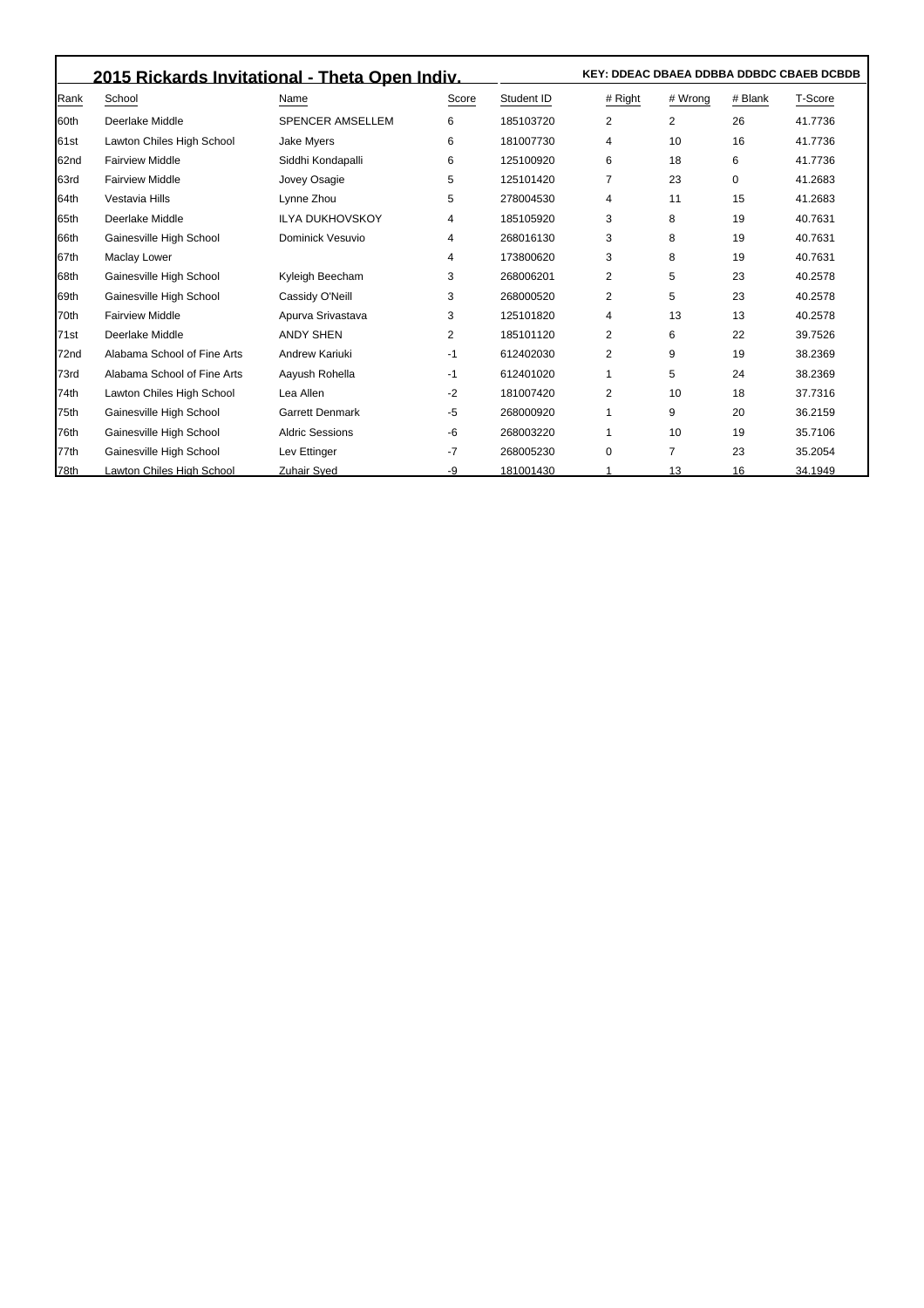## 2015 Rickards Invitational - Theta Open Indiv.

**KEY: DDEAC DBAEA DDBBA DDBDC CBAEB DCBDB**

| Rank | School | Name | Score | Student ID | # Right | # Wrong | # Blank | T-Score |
|---|---|---|---|---|---|---|---|---|
| 60th | Deerlake Middle | SPENCER AMSELLEM | 6 | 185103720 | 2 | 2 | 26 | 41.7736 |
| 61st | Lawton Chiles High School | Jake Myers | 6 | 181007730 | 4 | 10 | 16 | 41.7736 |
| 62nd | Fairview Middle | Siddhi Kondapalli | 6 | 125100920 | 6 | 18 | 6 | 41.7736 |
| 63rd | Fairview Middle | Jovey Osagie | 5 | 125101420 | 7 | 23 | 0 | 41.2683 |
| 64th | Vestavia Hills | Lynne Zhou | 5 | 278004530 | 4 | 11 | 15 | 41.2683 |
| 65th | Deerlake Middle | ILYA DUKHOVSKOY | 4 | 185105920 | 3 | 8 | 19 | 40.7631 |
| 66th | Gainesville High School | Dominick Vesuvio | 4 | 268016130 | 3 | 8 | 19 | 40.7631 |
| 67th | Maclay Lower | | 4 | 173800620 | 3 | 8 | 19 | 40.7631 |
| 68th | Gainesville High School | Kyleigh Beecham | 3 | 268006201 | 2 | 5 | 23 | 40.2578 |
| 69th | Gainesville High School | Cassidy O'Neill | 3 | 268000520 | 2 | 5 | 23 | 40.2578 |
| 70th | Fairview Middle | Apurva Srivastava | 3 | 125101820 | 4 | 13 | 13 | 40.2578 |
| 71st | Deerlake Middle | ANDY SHEN | 2 | 185101120 | 2 | 6 | 22 | 39.7526 |
| 72nd | Alabama School of Fine Arts | Andrew Kariuki | -1 | 612402030 | 2 | 9 | 19 | 38.2369 |
| 73rd | Alabama School of Fine Arts | Aayush Rohella | -1 | 612401020 | 1 | 5 | 24 | 38.2369 |
| 74th | Lawton Chiles High School | Lea Allen | -2 | 181007420 | 2 | 10 | 18 | 37.7316 |
| 75th | Gainesville High School | Garrett Denmark | -5 | 268000920 | 1 | 9 | 20 | 36.2159 |
| 76th | Gainesville High School | Aldric Sessions | -6 | 268003220 | 1 | 10 | 19 | 35.7106 |
| 77th | Gainesville High School | Lev Ettinger | -7 | 268005230 | 0 | 7 | 23 | 35.2054 |
| 78th | Lawton Chiles High School | Zuhair Syed | -9 | 181001430 | 1 | 13 | 16 | 34.1949 |